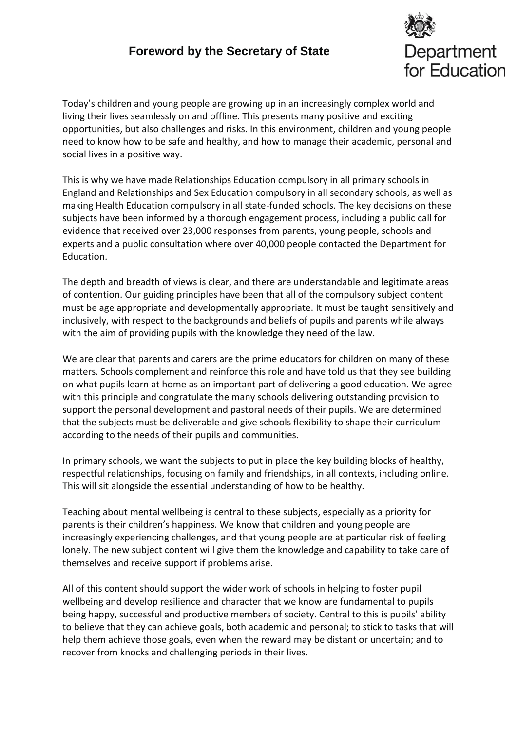# Foreword by the Secretary of State

Department for Education

Today's children and young people are growing up in an increasingly complex world and living their lives seamlessly on and offline. This presents many positive and exciting opportunities, but also challenges and risks. In this environment, children and young people need to know how to be safe and healthy, and how to manage their academic, personal and social lives in a positive way.

This is why we have made Relationships Education compulsory in all primary schools in England and Relationships and Sex Education compulsory in all secondary schools, as well as making Health Education compulsory in all state-funded schools. The key decisions on these subjects have been informed by a thorough engagement process, including a public call for evidence that received over 23,000 responses from parents, young people, schools and experts and a public consultation where over 40,000 people contacted the Department for Education.

The depth and breadth of views is clear, and there are understandable and legitimate areas of contention. Our guiding principles have been that all of the compulsory subject content must be age appropriate and developmentally appropriate. It must be taught sensitively and inclusively, with respect to the backgrounds and beliefs of pupils and parents while always with the aim of providing pupils with the knowledge they need of the law.

We are clear that parents and carers are the prime educators for children on many of these matters. Schools complement and reinforce this role and have told us that they see building on what pupils learn at home as an important part of delivering a good education. We agree with this principle and congratulate the many schools delivering outstanding provision to support the personal development and pastoral needs of their pupils. We are determined that the subjects must be deliverable and give schools flexibility to shape their curriculum according to the needs of their pupils and communities.

In primary schools, we want the subjects to put in place the key building blocks of healthy, respectful relationships, focusing on family and friendships, in all contexts, including online. This will sit alongside the essential understanding of how to be healthy.

Teaching about mental wellbeing is central to these subjects, especially as a priority for parents is their children's happiness. We know that children and young people are increasingly experiencing challenges, and that young people are at particular risk of feeling lonely. The new subject content will give them the knowledge and capability to take care of themselves and receive support if problems arise.

All of this content should support the wider work of schools in helping to foster pupil wellbeing and develop resilience and character that we know are fundamental to pupils being happy, successful and productive members of society. Central to this is pupils' ability to believe that they can achieve goals, both academic and personal; to stick to tasks that will help them achieve those goals, even when the reward may be distant or uncertain; and to recover from knocks and challenging periods in their lives.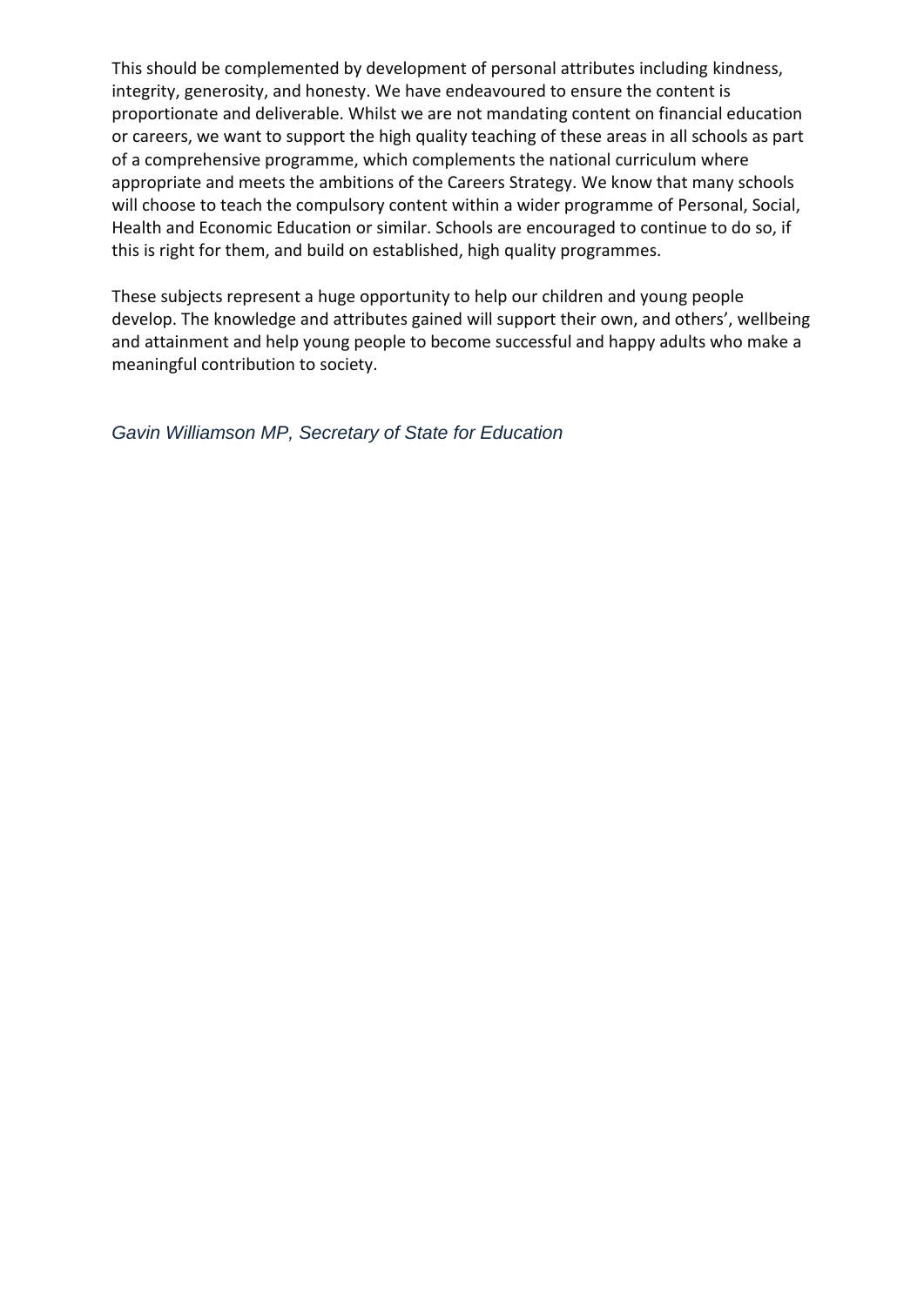This should be complemented by development of personal attributes including kindness, integrity, generosity, and honesty. We have endeavoured to ensure the content is proportionate and deliverable. Whilst we are not mandating content on financial education or careers, we want to support the high quality teaching of these areas in all schools as part of a comprehensive programme, which complements the national curriculum where appropriate and meets the ambitions of the Careers Strategy. We know that many schools will choose to teach the compulsory content within a wider programme of Personal, Social, Health and Economic Education or similar. Schools are encouraged to continue to do so, if this is right for them, and build on established, high quality programmes.

These subjects represent a huge opportunity to help our children and young people develop. The knowledge and attributes gained will support their own, and others', wellbeing and attainment and help young people to become successful and happy adults who make a meaningful contribution to society.

*Gavin Williamson MP, Secretary of State for Education*